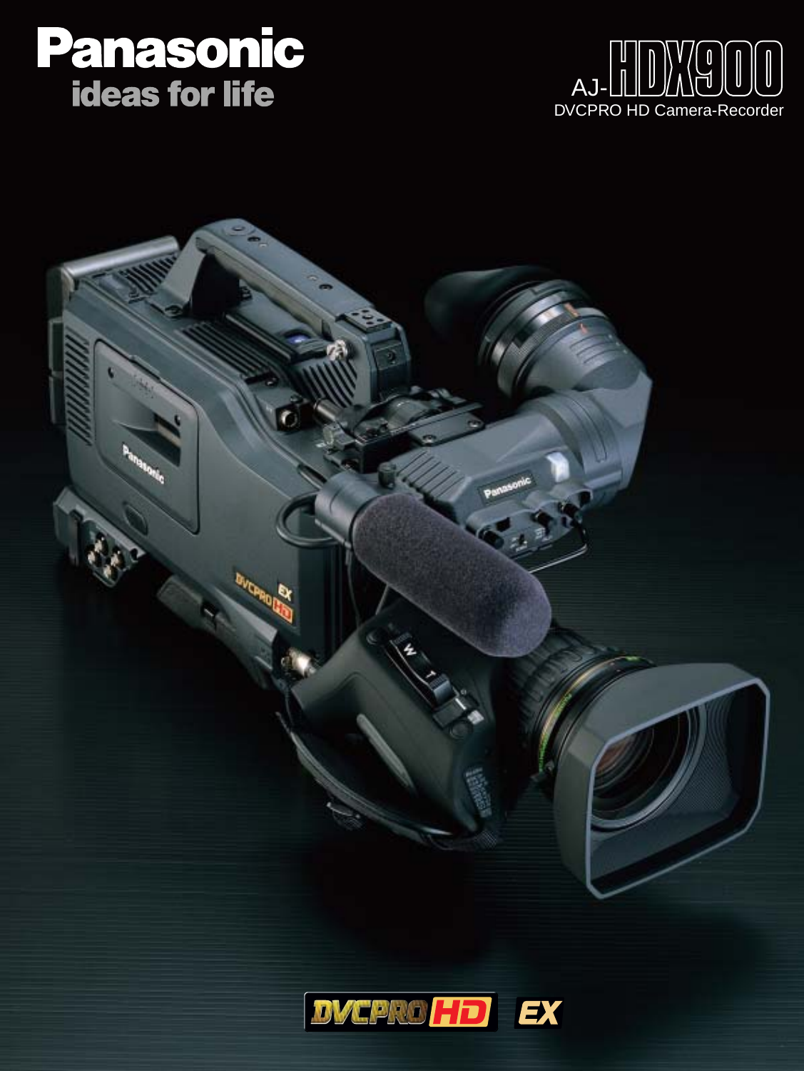# Panasonic
## ideas for life

# AJ-HDX900
DVCPRO HD Camera-Recorder

DVCPRO HD EX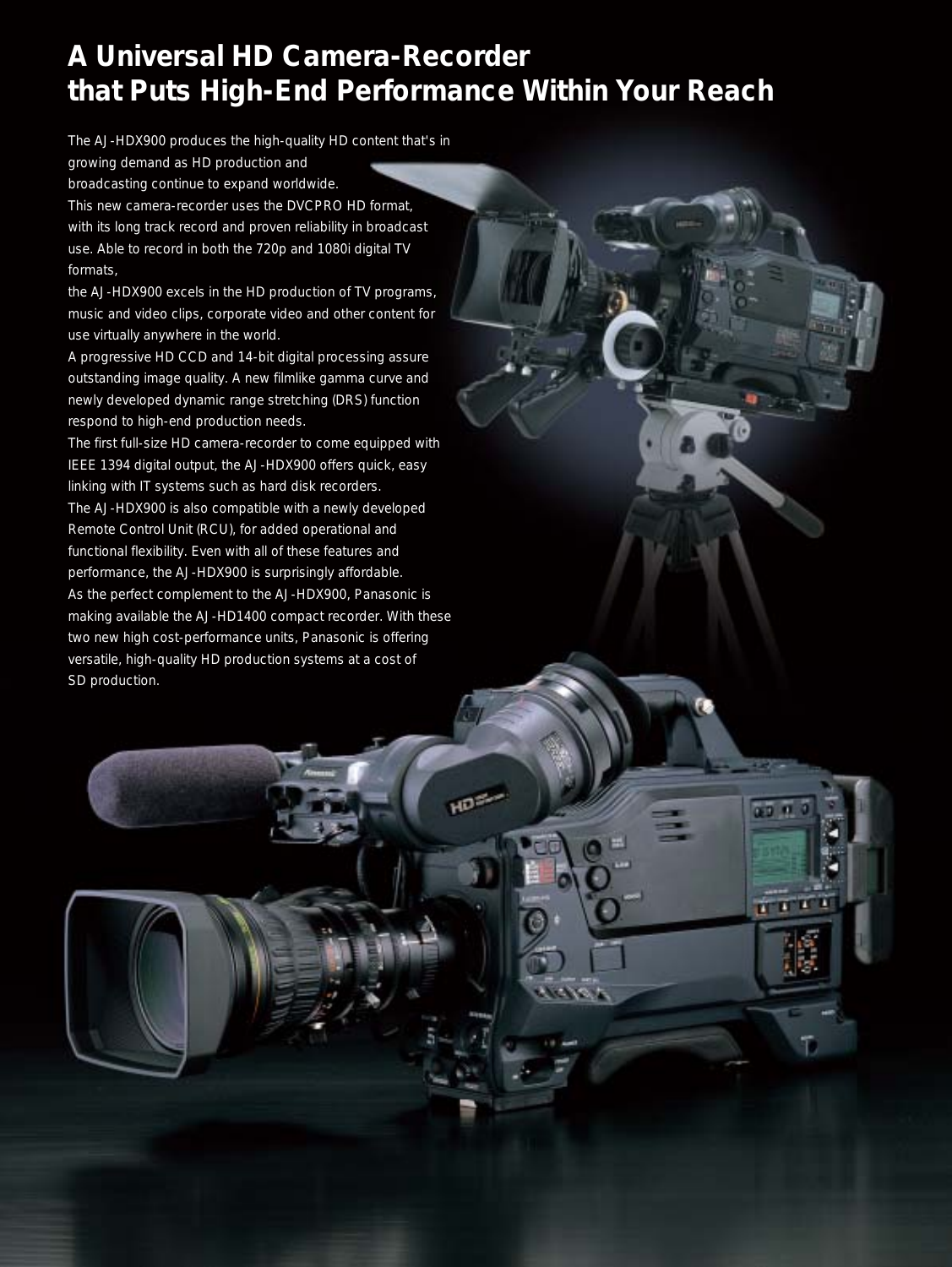# A Universal HD Camera-Recorder that Puts High-End Performance Within Your Reach

The AJ-HDX900 produces the high-quality HD content that's in growing demand as HD production and broadcasting continue to expand worldwide.

This new camera-recorder uses the DVCPRO HD format, with its long track record and proven reliability in broadcast use. Able to record in both the 720p and 1080i digital TV formats,

the AJ-HDX900 excels in the HD production of TV programs, music and video clips, corporate video and other content for use virtually anywhere in the world.

A progressive HD CCD and 14-bit digital processing assure outstanding image quality. A new filmlike gamma curve and newly developed dynamic range stretching (DRS) function respond to high-end production needs.

The first full-size HD camera-recorder to come equipped with IEEE 1394 digital output, the AJ-HDX900 offers quick, easy linking with IT systems such as hard disk recorders.

The AJ-HDX900 is also compatible with a newly developed Remote Control Unit (RCU), for added operational and functional flexibility. Even with all of these features and performance, the AJ-HDX900 is surprisingly affordable.

As the perfect complement to the AJ-HDX900, Panasonic is making available the AJ-HD1400 compact recorder. With these two new high cost-performance units, Panasonic is offering versatile, high-quality HD production systems at a cost of SD production.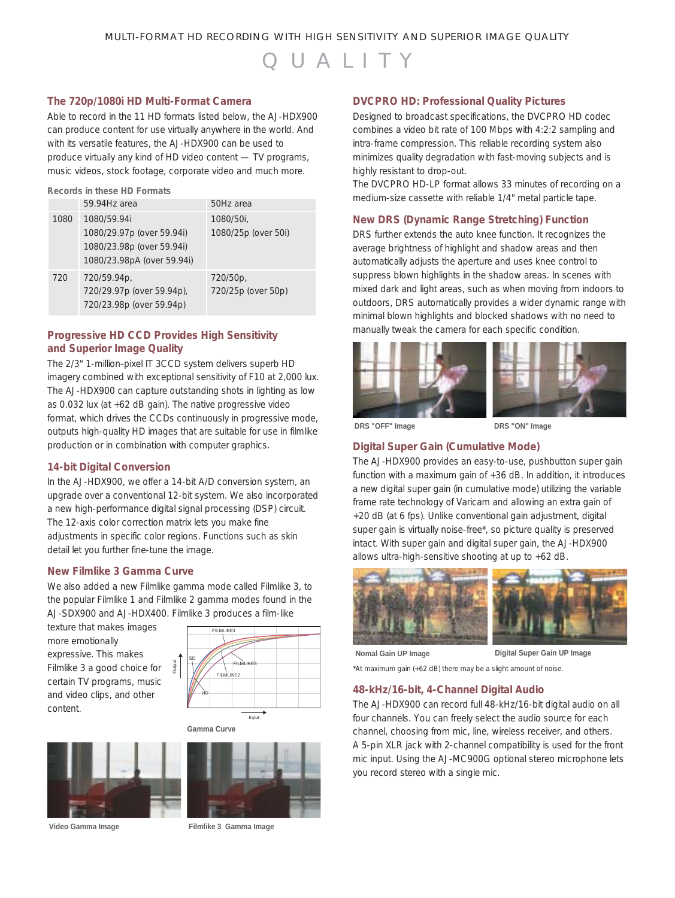MULTI-FORMAT HD RECORDING WITH HIGH SENSITIVITY AND SUPERIOR IMAGE QUALITY

# QUALITY

## The 720p/1080i HD Multi-Format Camera

Able to record in the 11 HD formats listed below, the AJ-HDX900 can produce content for use virtually anywhere in the world. And with its versatile features, the AJ-HDX900 can be used to produce virtually any kind of HD video content — TV programs, music videos, stock footage, corporate video and much more.

**Records in these HD Formats**

| | 59.94Hz area | 50Hz area |
|---|---|---|
| 1080 | 1080/59.94i<br>1080/29.97p (over 59.94i)<br>1080/23.98p (over 59.94i)<br>1080/23.98pA (over 59.94i) | 1080/50i,<br>1080/25p (over 50i) |
| 720 | 720/59.94p,<br>720/29.97p (over 59.94p),<br>720/23.98p (over 59.94p) | 720/50p,<br>720/25p (over 50p) |

## Progressive HD CCD Provides High Sensitivity and Superior Image Quality

The 2/3" 1-million-pixel IT 3CCD system delivers superb HD imagery combined with exceptional sensitivity of F10 at 2,000 lux. The AJ-HDX900 can capture outstanding shots in lighting as low as 0.032 lux (at +62 dB gain). The native progressive video format, which drives the CCDs continuously in progressive mode, outputs high-quality HD images that are suitable for use in filmlike production or in combination with computer graphics.

## 14-bit Digital Conversion

In the AJ-HDX900, we offer a 14-bit A/D conversion system, an upgrade over a conventional 12-bit system. We also incorporated a new high-performance digital signal processing (DSP) circuit. The 12-axis color correction matrix lets you make fine adjustments in specific color regions. Functions such as skin detail let you further fine-tune the image.

## New Filmlike 3 Gamma Curve

We also added a new Filmlike gamma mode called Filmlike 3, to the popular Filmlike 1 and Filmlike 2 gamma modes found in the AJ-SDX900 and AJ-HDX400. Filmlike 3 produces a film-like texture that makes images more emotionally expressive. This makes Filmlike 3 a good choice for certain TV programs, music and video clips, and other content.

Gamma Curve

Video Gamma Image

Filmlike 3 Gamma Image

## DVCPRO HD: Professional Quality Pictures

Designed to broadcast specifications, the DVCPRO HD codec combines a video bit rate of 100 Mbps with 4:2:2 sampling and intra-frame compression. This reliable recording system also minimizes quality degradation with fast-moving subjects and is highly resistant to drop-out.

The DVCPRO HD-LP format allows 33 minutes of recording on a medium-size cassette with reliable 1/4" metal particle tape.

## New DRS (Dynamic Range Stretching) Function

DRS further extends the auto knee function. It recognizes the average brightness of highlight and shadow areas and then automatically adjusts the aperture and uses knee control to suppress blown highlights in the shadow areas. In scenes with mixed dark and light areas, such as when moving from indoors to outdoors, DRS automatically provides a wider dynamic range with minimal blown highlights and blocked shadows with no need to manually tweak the camera for each specific condition.

DRS "OFF" Image

DRS "ON" Image

## Digital Super Gain (Cumulative Mode)

The AJ-HDX900 provides an easy-to-use, pushbutton super gain function with a maximum gain of +36 dB. In addition, it introduces a new digital super gain (in cumulative mode) utilizing the variable frame rate technology of Varicam and allowing an extra gain of +20 dB (at 6 fps). Unlike conventional gain adjustment, digital super gain is virtually noise-free*, so picture quality is preserved intact. With super gain and digital super gain, the AJ-HDX900 allows ultra-high-sensitive shooting at up to +62 dB.

Nomal Gain UP Image

Digital Super Gain UP Image

*At maximum gain (+62 dB) there may be a slight amount of noise.

## 48-kHz/16-bit, 4-Channel Digital Audio

The AJ-HDX900 can record full 48-kHz/16-bit digital audio on all four channels. You can freely select the audio source for each channel, choosing from mic, line, wireless receiver, and others. A 5-pin XLR jack with 2-channel compatibility is used for the front mic input. Using the AJ-MC900G optional stereo microphone lets you record stereo with a single mic.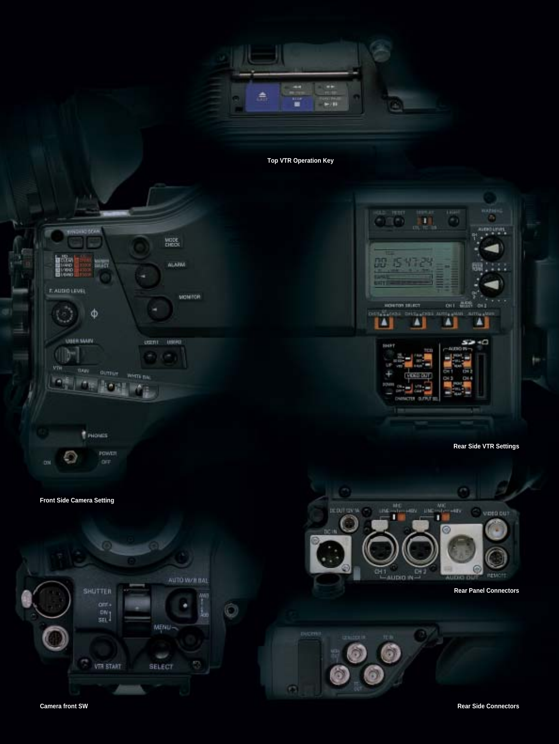Top VTR Operation Key

Front Side Camera Setting

Rear Side VTR Settings

Rear Panel Connectors

Camera front SW

Rear Side Connectors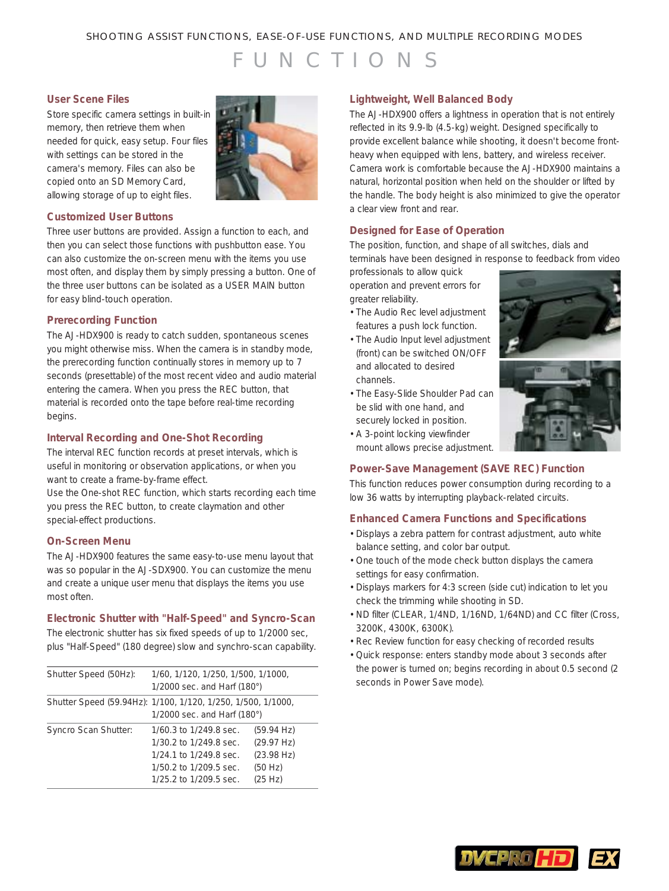SHOOTING ASSIST FUNCTIONS, EASE-OF-USE FUNCTIONS, AND MULTIPLE RECORDING MODES

# FUNCTIONS

## User Scene Files

Store specific camera settings in built-in memory, then retrieve them when needed for quick, easy setup. Four files with settings can be stored in the camera's memory. Files can also be copied onto an SD Memory Card, allowing storage of up to eight files.

## Customized User Buttons

Three user buttons are provided. Assign a function to each, and then you can select those functions with pushbutton ease. You can also customize the on-screen menu with the items you use most often, and display them by simply pressing a button. One of the three user buttons can be isolated as a USER MAIN button for easy blind-touch operation.

## Prerecording Function

The AJ-HDX900 is ready to catch sudden, spontaneous scenes you might otherwise miss. When the camera is in standby mode, the prerecording function continually stores in memory up to 7 seconds (presettable) of the most recent video and audio material entering the camera. When you press the REC button, that material is recorded onto the tape before real-time recording begins.

## Interval Recording and One-Shot Recording

The interval REC function records at preset intervals, which is useful in monitoring or observation applications, or when you want to create a frame-by-frame effect.
Use the One-shot REC function, which starts recording each time you press the REC button, to create claymation and other special-effect productions.

## On-Screen Menu

The AJ-HDX900 features the same easy-to-use menu layout that was so popular in the AJ-SDX900. You can customize the menu and create a unique user menu that displays the items you use most often.

## Electronic Shutter with "Half-Speed" and Syncro-Scan

The electronic shutter has six fixed speeds of up to 1/2000 sec, plus "Half-Speed" (180 degree) slow and synchro-scan capability.

| | | |
|---|---|---|
| Shutter Speed (50Hz): | 1/60, 1/120, 1/250, 1/500, 1/1000, 1/2000 sec. and Harf (180°) | |
| Shutter Speed (59.94Hz): | 1/100, 1/120, 1/250, 1/500, 1/1000, 1/2000 sec. and Harf (180°) | |
| Syncro Scan Shutter: | 1/60.3 to 1/249.8 sec. | (59.94 Hz) |
| | 1/30.2 to 1/249.8 sec. | (29.97 Hz) |
| | 1/24.1 to 1/249.8 sec. | (23.98 Hz) |
| | 1/50.2 to 1/209.5 sec. | (50 Hz) |
| | 1/25.2 to 1/209.5 sec. | (25 Hz) |

## Lightweight, Well Balanced Body

The AJ-HDX900 offers a lightness in operation that is not entirely reflected in its 9.9-lb (4.5-kg) weight. Designed specifically to provide excellent balance while shooting, it doesn't become front-heavy when equipped with lens, battery, and wireless receiver. Camera work is comfortable because the AJ-HDX900 maintains a natural, horizontal position when held on the shoulder or lifted by the handle. The body height is also minimized to give the operator a clear view front and rear.

## Designed for Ease of Operation

The position, function, and shape of all switches, dials and terminals have been designed in response to feedback from video professionals to allow quick operation and prevent errors for greater reliability.

- The Audio Rec level adjustment features a push lock function.
- The Audio Input level adjustment (front) can be switched ON/OFF and allocated to desired channels.
- The Easy-Slide Shoulder Pad can be slid with one hand, and securely locked in position.
- A 3-point locking viewfinder mount allows precise adjustment.

## Power-Save Management (SAVE REC) Function

This function reduces power consumption during recording to a low 36 watts by interrupting playback-related circuits.

## Enhanced Camera Functions and Specifications

- Displays a zebra pattern for contrast adjustment, auto white balance setting, and color bar output.
- One touch of the mode check button displays the camera settings for easy confirmation.
- Displays markers for 4:3 screen (side cut) indication to let you check the trimming while shooting in SD.
- ND filter (CLEAR, 1/4ND, 1/16ND, 1/64ND) and CC filter (Cross, 3200K, 4300K, 6300K).
- Rec Review function for easy checking of recorded results
- Quick response: enters standby mode about 3 seconds after the power is turned on; begins recording in about 0.5 second (2 seconds in Power Save mode).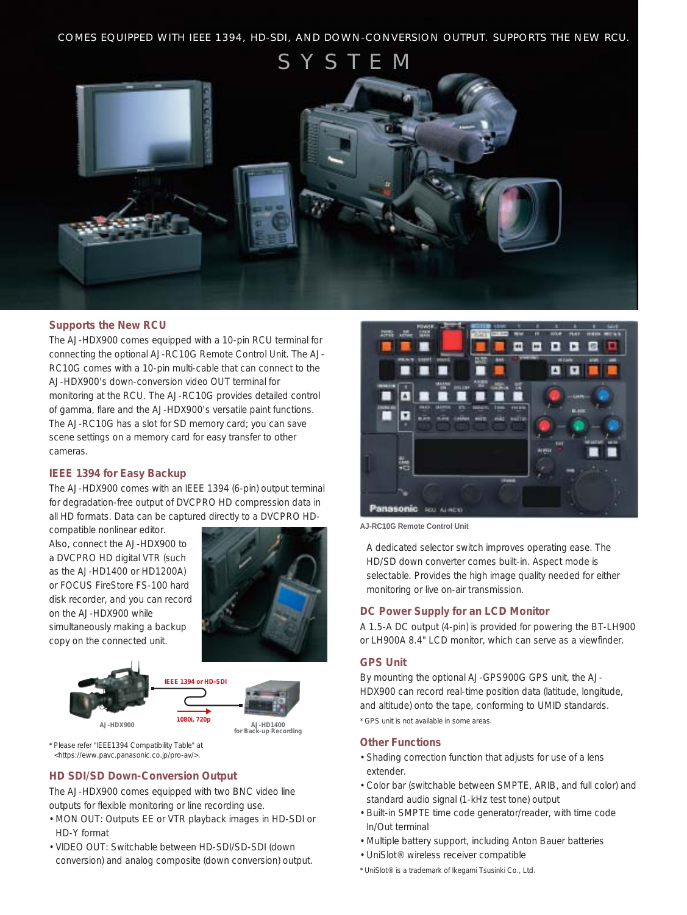COMES EQUIPPED WITH IEEE 1394, HD-SDI, AND DOWN-CONVERSION OUTPUT. SUPPORTS THE NEW RCU.

# SYSTEM

## Supports the New RCU

The AJ-HDX900 comes equipped with a 10-pin RCU terminal for connecting the optional AJ-RC10G Remote Control Unit. The AJ-RC10G comes with a 10-pin multi-cable that can connect to the AJ-HDX900's down-conversion video OUT terminal for monitoring at the RCU. The AJ-RC10G provides detailed control of gamma, flare and the AJ-HDX900's versatile paint functions. The AJ-RC10G has a slot for SD memory card; you can save scene settings on a memory card for easy transfer to other cameras.

## IEEE 1394 for Easy Backup

The AJ-HDX900 comes with an IEEE 1394 (6-pin) output terminal for degradation-free output of DVCPRO HD compression data in all HD formats. Data can be captured directly to a DVCPRO HD-compatible nonlinear editor.

Also, connect the AJ-HDX900 to a DVCPRO HD digital VTR (such as the AJ-HD1400 or HD1200A) or FOCUS FireStore FS-100 hard disk recorder, and you can record on the AJ-HDX900 while simultaneously making a backup copy on the connected unit.

AJ-HDX900 — IEEE 1394 or HD-SDI — 1080i, 720p — AJ-HD1400 for Back-up Recording

* Please refer "IEEE1394 Compatibility Table" at <https://eww.pavc.panasonic.co.jp/pro-av/>.

## HD SDI/SD Down-Conversion Output

The AJ-HDX900 comes equipped with two BNC video line outputs for flexible monitoring or line recording use.

- MON OUT: Outputs EE or VTR playback images in HD-SDI or HD-Y format
- VIDEO OUT: Switchable between HD-SDI/SD-SDI (down conversion) and analog composite (down conversion) output.

AJ-RC10G Remote Control Unit

A dedicated selector switch improves operating ease. The HD/SD down converter comes built-in. Aspect mode is selectable. Provides the high image quality needed for either monitoring or live on-air transmission.

## DC Power Supply for an LCD Monitor

A 1.5-A DC output (4-pin) is provided for powering the BT-LH900 or LH900A 8.4" LCD monitor, which can serve as a viewfinder.

## GPS Unit

By mounting the optional AJ-GPS900G GPS unit, the AJ-HDX900 can record real-time position data (latitude, longitude, and altitude) onto the tape, conforming to UMID standards.

* GPS unit is not available in some areas.

## Other Functions

- Shading correction function that adjusts for use of a lens extender.
- Color bar (switchable between SMPTE, ARIB, and full color) and standard audio signal (1-kHz test tone) output
- Built-in SMPTE time code generator/reader, with time code In/Out terminal
- Multiple battery support, including Anton Bauer batteries
- UniSlot® wireless receiver compatible

* UniSlot® is a trademark of Ikegami Tsusinki Co., Ltd.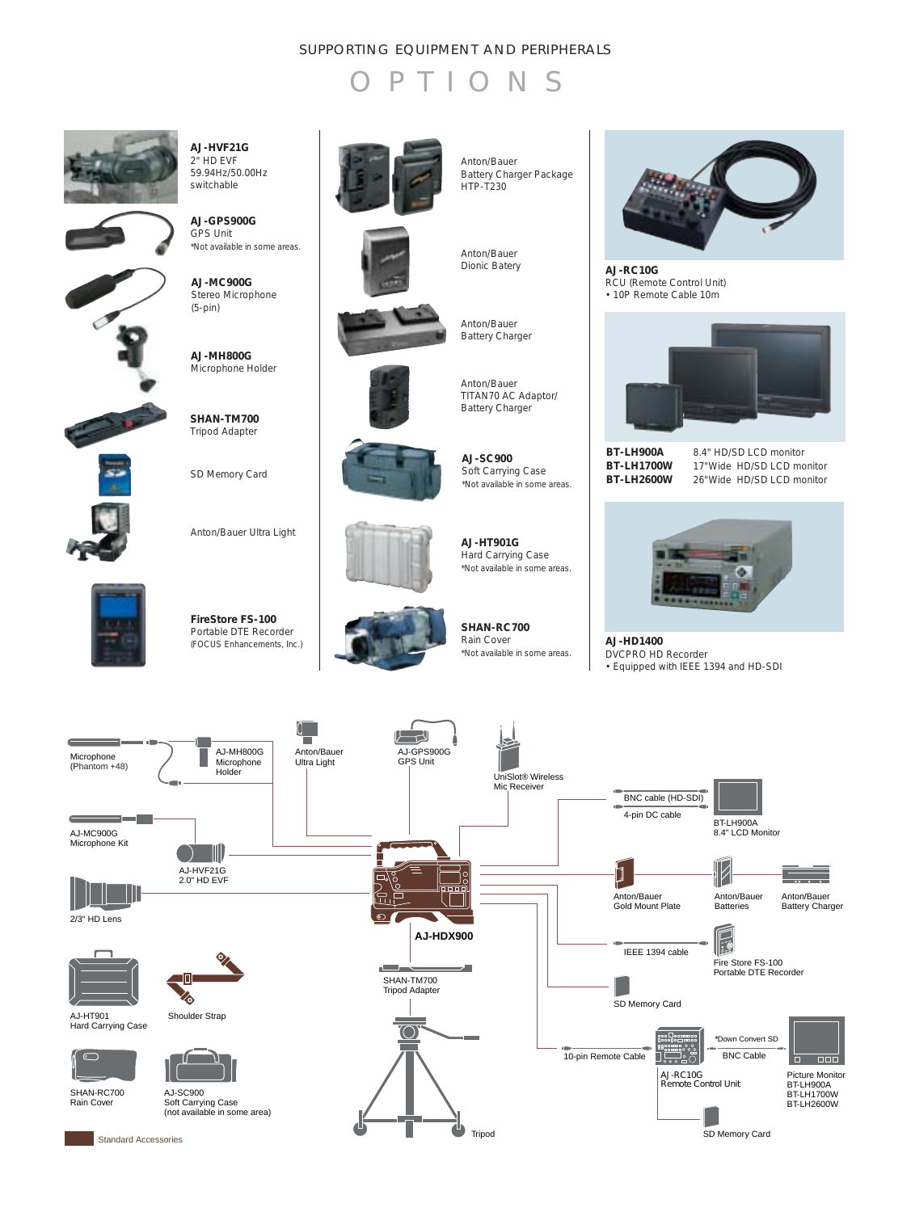SUPPORTING EQUIPMENT AND PERIPHERALS

# OPTIONS

**AJ-HVF21G**
2" HD EVF
59.94Hz/50.00Hz switchable

**AJ-GPS900G**
GPS Unit
*Not available in some areas.

**AJ-MC900G**
Stereo Microphone (5-pin)

**AJ-MH800G**
Microphone Holder

**SHAN-TM700**
Tripod Adapter

SD Memory Card

Anton/Bauer Ultra Light

**FireStore FS-100**
Portable DTE Recorder
(FOCUS Enhancements, Inc.)

Anton/Bauer
Battery Charger Package
HTP-T230

Anton/Bauer
Dionic Batery

Anton/Bauer
Battery Charger

Anton/Bauer
TITAN70 AC Adaptor/
Battery Charger

**AJ-SC900**
Soft Carrying Case
*Not available in some areas.

**AJ-HT901G**
Hard Carrying Case
*Not available in some areas.

**SHAN-RC700**
Rain Cover
*Not available in some areas.

**AJ-RC10G**
RCU (Remote Control Unit)
• 10P Remote Cable 10m

| | |
|---|---|
| **BT-LH900A** | 8.4" HD/SD LCD monitor |
| **BT-LH1700W** | 17"Wide HD/SD LCD monitor |
| **BT-LH2600W** | 26"Wide HD/SD LCD monitor |

**AJ-HD1400**
DVCPRO HD Recorder
• Equipped with IEEE 1394 and HD-SDI

Microphone (Phantom +48)
AJ-MH800G Microphone Holder
Anton/Bauer Ultra Light
AJ-GPS900G GPS Unit
UniSlot® Wireless Mic Receiver
AJ-MC900G Microphone Kit
AJ-HVF21G 2.0" HD EVF
2/3" HD Lens
**AJ-HDX900**
BNC cable (HD-SDI)
4-pin DC cable
BT-LH900A 8.4" LCD Monitor
Anton/Bauer Gold Mount Plate
Anton/Bauer Batteries
Anton/Bauer Battery Charger
IEEE 1394 cable
Fire Store FS-100 Portable DTE Recorder
SD Memory Card
AJ-HT901 Hard Carrying Case
Shoulder Strap
SHAN-TM700 Tripod Adapter
SHAN-RC700 Rain Cover
AJ-SC900 Soft Carrying Case (not available in some area)
Tripod
10-pin Remote Cable
AJ-RC10G Remote Control Unit
*Down Convert SD
BNC Cable
Picture Monitor BT-LH900A BT-LH1700W BT-LH2600W
SD Memory Card

Standard Accessories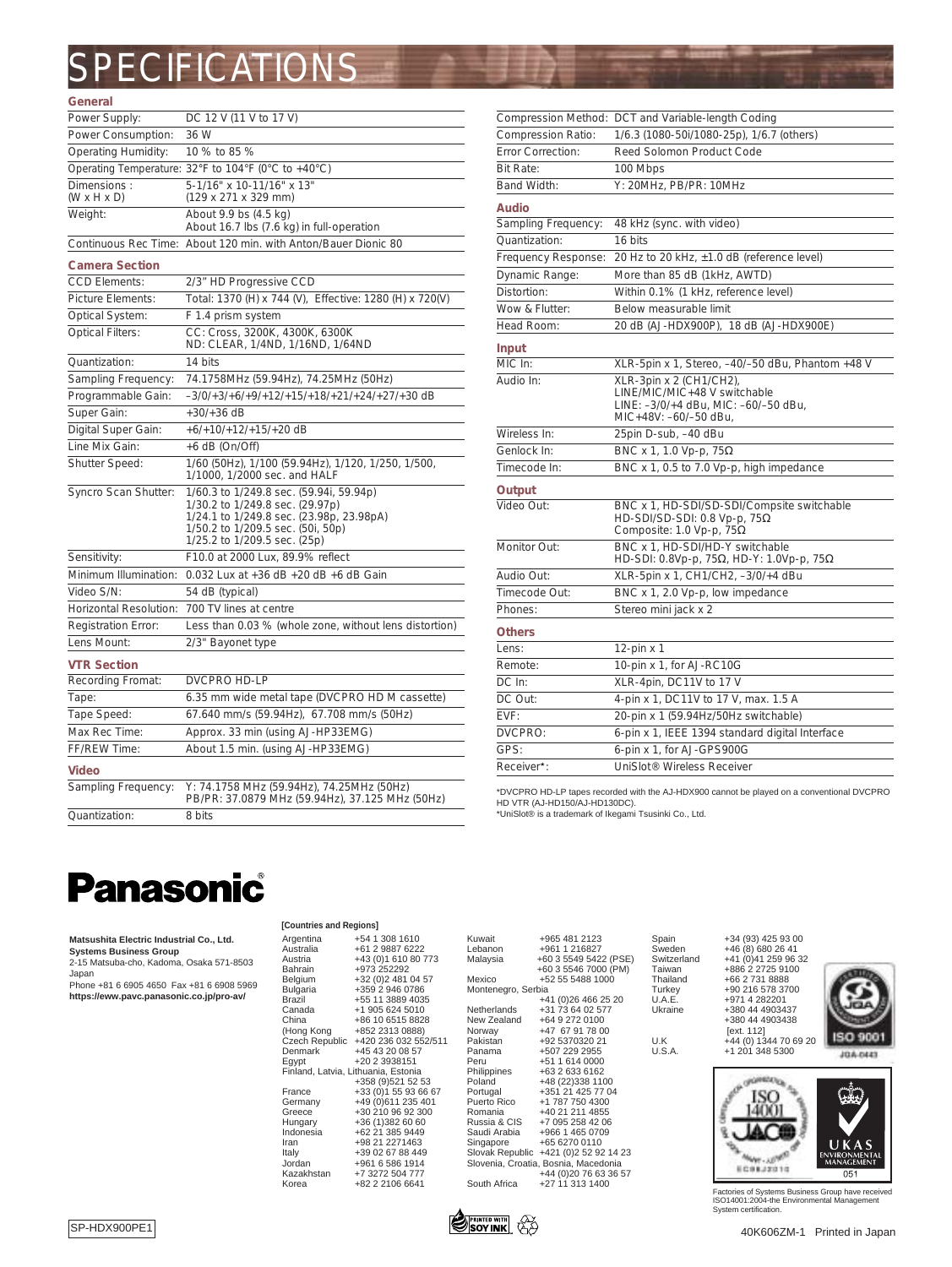# SPECIFICATIONS

## General

| | |
|---|---|
| Power Supply: | DC 12 V (11 V to 17 V) |
| Power Consumption: | 36 W |
| Operating Humidity: | 10 % to 85 % |
| Operating Temperature: | 32°F to 104°F (0°C to +40°C) |
| Dimensions : (W x H x D) | 5-1/16" x 10-11/16" x 13" (129 x 271 x 329 mm) |
| Weight: | About 9.9 bs (4.5 kg) About 16.7 lbs (7.6 kg) in full-operation |
| Continuous Rec Time: | About 120 min. with Anton/Bauer Dionic 80 |

## Camera Section

| | |
|---|---|
| CCD Elements: | 2/3" HD Progressive CCD |
| Picture Elements: | Total: 1370 (H) x 744 (V), Effective: 1280 (H) x 720(V) |
| Optical System: | F 1.4 prism system |
| Optical Filters: | CC: Cross, 3200K, 4300K, 6300K ND: CLEAR, 1/4ND, 1/16ND, 1/64ND |
| Quantization: | 14 bits |
| Sampling Frequency: | 74.1758MHz (59.94Hz), 74.25MHz (50Hz) |
| Programmable Gain: | –3/0/+3/+6/+9/+12/+15/+18/+21/+24/+27/+30 dB |
| Super Gain: | +30/+36 dB |
| Digital Super Gain: | +6/+10/+12/+15/+20 dB |
| Line Mix Gain: | +6 dB (On/Off) |
| Shutter Speed: | 1/60 (50Hz), 1/100 (59.94Hz), 1/120, 1/250, 1/500, 1/1000, 1/2000 sec. and HALF |
| Syncro Scan Shutter: | 1/60.3 to 1/249.8 sec. (59.94i, 59.94p) 1/30.2 to 1/249.8 sec. (29.97p) 1/24.1 to 1/249.8 sec. (23.98p, 23.98pA) 1/50.2 to 1/209.5 sec. (50i, 50p) 1/25.2 to 1/209.5 sec. (25p) |
| Sensitivity: | F10.0 at 2000 Lux, 89.9% reflect |
| Minimum Illumination: | 0.032 Lux at +36 dB +20 dB +6 dB Gain |
| Video S/N: | 54 dB (typical) |
| Horizontal Resolution: | 700 TV lines at centre |
| Registration Error: | Less than 0.03 % (whole zone, without lens distortion) |
| Lens Mount: | 2/3" Bayonet type |

## VTR Section

| | |
|---|---|
| Recording Fromat: | DVCPRO HD-LP |
| Tape: | 6.35 mm wide metal tape (DVCPRO HD M cassette) |
| Tape Speed: | 67.640 mm/s (59.94Hz), 67.708 mm/s (50Hz) |
| Max Rec Time: | Approx. 33 min (using AJ-HP33EMG) |
| FF/REW Time: | About 1.5 min. (using AJ-HP33EMG) |

## Video

| | |
|---|---|
| Sampling Frequency: | Y: 74.1758 MHz (59.94Hz), 74.25MHz (50Hz) PB/PR: 37.0879 MHz (59.94Hz), 37.125 MHz (50Hz) |
| Quantization: | 8 bits |
| Compression Method: | DCT and Variable-length Coding |
| Compression Ratio: | 1/6.3 (1080-50i/1080-25p), 1/6.7 (others) |
| Error Correction: | Reed Solomon Product Code |
| Bit Rate: | 100 Mbps |
| Band Width: | Y: 20MHz, PB/PR: 10MHz |

## Audio

| | |
|---|---|
| Sampling Frequency: | 48 kHz (sync. with video) |
| Quantization: | 16 bits |
| Frequency Response: | 20 Hz to 20 kHz, ±1.0 dB (reference level) |
| Dynamic Range: | More than 85 dB (1kHz, AWTD) |
| Distortion: | Within 0.1% (1 kHz, reference level) |
| Wow & Flutter: | Below measurable limit |
| Head Room: | 20 dB (AJ-HDX900P), 18 dB (AJ-HDX900E) |

## Input

| | |
|---|---|
| MIC In: | XLR-5pin x 1, Stereo, –40/–50 dBu, Phantom +48 V |
| Audio In: | XLR-3pin x 2 (CH1/CH2), LINE/MIC/MIC+48 V switchable LINE: –3/0/+4 dBu, MIC: –60/–50 dBu, MIC+48V: –60/–50 dBu, |
| Wireless In: | 25pin D-sub, –40 dBu |
| Genlock In: | BNC x 1, 1.0 Vp-p, 75Ω |
| Timecode In: | BNC x 1, 0.5 to 7.0 Vp-p, high impedance |

## Output

| | |
|---|---|
| Video Out: | BNC x 1, HD-SDI/SD-SDI/Compsite switchable HD-SDI/SD-SDI: 0.8 Vp-p, 75Ω Composite: 1.0 Vp-p, 75Ω |
| Monitor Out: | BNC x 1, HD-SDI/HD-Y switchable HD-SDI: 0.8Vp-p, 75Ω, HD-Y: 1.0Vp-p, 75Ω |
| Audio Out: | XLR-5pin x 1, CH1/CH2, –3/0/+4 dBu |
| Timecode Out: | BNC x 1, 2.0 Vp-p, low impedance |
| Phones: | Stereo mini jack x 2 |

## Others

| | |
|---|---|
| Lens: | 12-pin x 1 |
| Remote: | 10-pin x 1, for AJ-RC10G |
| DC In: | XLR-4pin, DC11V to 17 V |
| DC Out: | 4-pin x 1, DC11V to 17 V, max. 1.5 A |
| EVF: | 20-pin x 1 (59.94Hz/50Hz switchable) |
| DVCPRO: | 6-pin x 1, IEEE 1394 standard digital Interface |
| GPS: | 6-pin x 1, for AJ-GPS900G |
| Receiver*: | UniSlot® Wireless Receiver |

*DVCPRO HD-LP tapes recorded with the AJ-HDX900 cannot be played on a conventional DVCPRO HD VTR (AJ-HD150/AJ-HD130DC).
*UniSlot® is a trademark of Ikegami Tsusinki Co., Ltd.

**Panasonic**

**Matsushita Electric Industrial Co., Ltd.**
**Systems Business Group**
2-15 Matsuba-cho, Kadoma, Osaka 571-8503 Japan
Phone +81 6 6905 4650 Fax +81 6 6908 5969
**https://www.pavc.panasonic.co.jp/pro-av/**

**[Countries and Regions]**

| | |
|---|---|
| Argentina | +54 1 308 1610 |
| Australia | +61 2 9887 6222 |
| Austria | +43 (0)1 610 80 773 |
| Bahrain | +973 252292 |
| Belgium | +32 (0)2 481 04 57 |
| Bulgaria | +359 2 946 0786 |
| Brazil | +55 11 3889 4035 |
| Canada | +1 905 624 5010 |
| China | +86 10 6515 8828 |
| (Hong Kong | +852 2313 0888) |
| Czech Republic | +420 236 032 552/511 |
| Denmark | +45 43 20 08 57 |
| Egypt | +20 2 3938151 |
| Finland, Latvia, Lithuania, Estonia | +358 (9)521 52 53 |
| France | +33 (0)1 55 93 66 67 |
| Germany | +49 (0)611 235 401 |
| Greece | +30 210 96 92 300 |
| Hungary | +36 (1)382 60 60 |
| Indonesia | +62 21 385 9449 |
| Iran | +98 21 2271463 |
| Italy | +39 02 67 88 449 |
| Jordan | +961 6 586 1914 |
| Kazakhstan | +7 3272 504 777 |
| Korea | +82 2 2106 6641 |
| Kuwait | +965 481 2123 |
| Lebanon | +961 1 216827 |
| Malaysia | +60 3 5549 5422 (PSE) +60 3 5546 7000 (PM) |
| Mexico | +52 55 5488 1000 |
| Montenegro, Serbia | +41 (0)26 466 25 20 |
| Netherlands | +31 73 64 02 577 |
| New Zealand | +64 9 272 0100 |
| Norway | +47 67 91 78 00 |
| Pakistan | +92 5370320 21 |
| Panama | +507 229 2955 |
| Peru | +51 1 614 0000 |
| Philippines | +63 2 633 6162 |
| Poland | +48 (22)338 1100 |
| Portugal | +351 21 425 77 04 |
| Puerto Rico | +1 787 750 4300 |
| Romania | +40 21 211 4855 |
| Russia & CIS | +7 095 258 42 06 |
| Saudi Arabia | +966 1 465 0709 |
| Singapore | +65 6270 0110 |
| Slovak Republic | +421 (0)2 52 92 14 23 |
| Slovenia, Croatia, Bosnia, Macedonia | +44 (0)20 76 63 36 57 |
| South Africa | +27 11 313 1400 |
| Spain | +34 (93) 425 93 00 |
| Sweden | +46 (8) 680 26 41 |
| Switzerland | +41 (0)41 259 96 32 |
| Taiwan | +886 2 2725 9100 |
| Thailand | +66 2 731 8888 |
| Turkey | +90 216 578 3700 |
| U.A.E. | +971 4 282201 |
| Ukraine | +380 44 4903437 +380 44 4903438 [ext. 112] |
| U.K | +44 (0) 1344 70 69 20 |
| U.S.A. | +1 201 348 5300 |

ISO 9001 JQA-0443

Factories of Systems Business Group have received ISO14001:2004-the Environmental Management System certification.

SP-HDX900PE1

40K606ZM-1 Printed in Japan